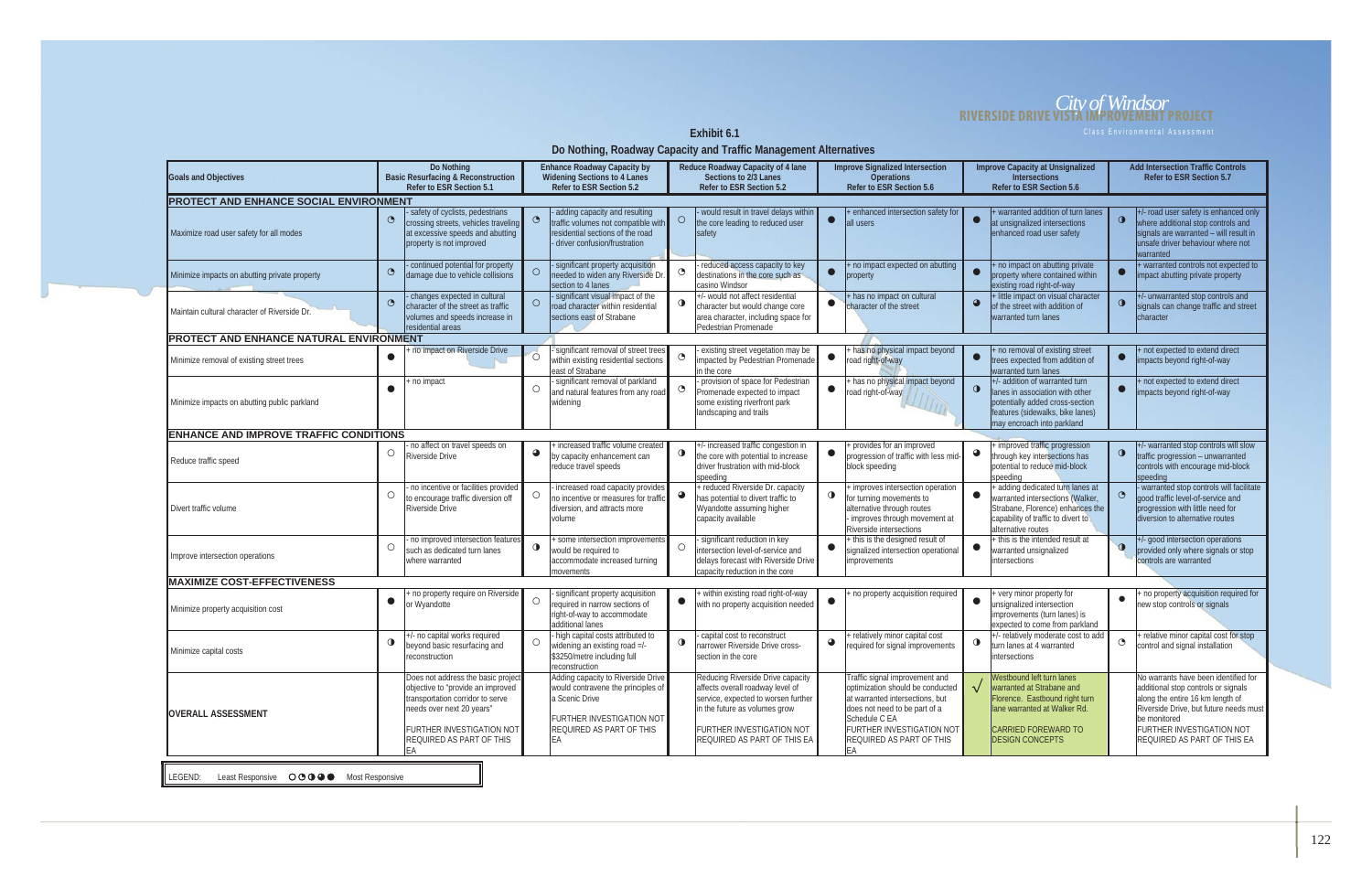**Exhibit 6.1**

**Do Nothing, Roadway Capacity and Traffic Management Alternatives**

| Goals and Objectives | Do Nothing<br>Basic Resurfacing & Reconstruction<br>Refer to ESR Section 5.1 | Enhance Roadway Capacity by Widening Sections to 4 Lanes<br>Refer to ESR Section 5.2 | Reduce Roadway Capacity of 4 lane Sections to 2/3 Lanes<br>Refer to ESR Section 5.2 | Improve Signalized Intersection Operations<br>Refer to ESR Section 5.6 | Improve Capacity at Unsignalized Intersections<br>Refer to ESR Section 5.6 | Add Intersection Traffic Controls<br>Refer to ESR Section 5.7 |
|---|---|---|---|---|---|---|
| **PROTECT AND ENHANCE SOCIAL ENVIRONMENT** | | | | | | |
| Maximize road user safety for all modes | ◔ - safety of cyclists, pedestrians crossing streets, vehicles traveling at excessive speeds and abutting property is not improved | ◔ - adding capacity and resulting traffic volumes not compatible with residential sections of the road<br>- driver confusion/frustration | ○ - would result in travel delays within the core leading to reduced user safety | ● + enhanced intersection safety for all users | ● + warranted addition of turn lanes at unsignalized intersections enhanced road user safety | ◑ +/- road user safety is enhanced only where additional stop controls and signals are warranted – will result in unsafe driver behaviour where not warranted |
| Minimize impacts on abutting private property | ◔ - continued potential for property damage due to vehicle collisions | ○ - significant property acquisition needed to widen any Riverside Dr. section to 4 lanes | ◔ - reduced access capacity to key destinations in the core such as casino Windsor | ● + no impact expected on abutting property | ● + no impact on abutting private property where contained within existing road right-of-way | ● + warranted controls not expected to impact abutting private property |
| Maintain cultural character of Riverside Dr. | ◔ - changes expected in cultural character of the street as traffic volumes and speeds increase in residential areas | ○ - significant visual impact of the road character within residential sections east of Strabane | ◑ +/- would not affect residential character but would change core area character, including space for Pedestrian Promenade | ● + has no impact on cultural character of the street | ◕ + little impact on visual character of the street with addition of warranted turn lanes | ◑ +/- unwarranted stop controls and signals can change traffic and street character |
| **PROTECT AND ENHANCE NATURAL ENVIRONMENT** | | | | | | |
| Minimize removal of existing street trees | ● + no impact on Riverside Drive | ○ - significant removal of street trees within existing residential sections east of Strabane | ◔ - existing street vegetation may be impacted by Pedestrian Promenade in the core | ● + has no physical impact beyond road right-of-way | ● + no removal of existing street trees expected from addition of warranted turn lanes | ● + not expected to extend direct impacts beyond right-of-way |
| Minimize impacts on abutting public parkland | ● + no impact | ○ - significant removal of parkland and natural features from any road widening | ◔ - provision of space for Pedestrian Promenade expected to impact some existing riverfront park landscaping and trails | ● + has no physical impact beyond road right-of-way | ◑ +/- addition of warranted turn lanes in association with other potentially added cross-section features (sidewalks, bike lanes) may encroach into parkland | ● + not expected to extend direct impacts beyond right-of-way |
| **ENHANCE AND IMPROVE TRAFFIC CONDITIONS** | | | | | | |
| Reduce traffic speed | ○ - no affect on travel speeds on Riverside Drive | ◕ + increased traffic volume created by capacity enhancement can reduce travel speeds | ◑ +/- increased traffic congestion in the core with potential to increase driver frustration with mid-block speeding | ● + provides for an improved progression of traffic with less mid-block speeding | ◕ + improved traffic progression through key intersections has potential to reduce mid-block speeding | ◑ +/- warranted stop controls will slow traffic progression – unwarranted controls with encourage mid-block speeding |
| Divert traffic volume | ○ - no incentive or facilities provided to encourage traffic diversion off Riverside Drive | ○ - increased road capacity provides no incentive or measures for traffic diversion, and attracts more volume | ◕ + reduced Riverside Dr. capacity has potential to divert traffic to Wyandotte assuming higher capacity available | ◑ + improves intersection operation for turning movements to alternative through routes<br>- improves through movement at Riverside intersections | ● + adding dedicated turn lanes at warranted intersections (Walker, Strabane, Florence) enhances the capability of traffic to divert to alternative routes | ◔ - warranted stop controls will facilitate good traffic level-of-service and progression with little need for diversion to alternative routes |
| Improve intersection operations | ○ - no improved intersection features such as dedicated turn lanes where warranted | ◑ + some intersection improvements would be required to accommodate increased turning movements | ○ - significant reduction in key intersection level-of-service and delays forecast with Riverside Drive capacity reduction in the core | ● + this is the designed result of signalized intersection operational improvements | ● + this is the intended result at warranted unsignalized intersections | ◑ +/- good intersection operations provided only where signals or stop controls are warranted |
| **MAXIMIZE COST-EFFECTIVENESS** | | | | | | |
| Minimize property acquisition cost | ● + no property require on Riverside or Wyandotte | ○ - significant property acquisition required in narrow sections of right-of-way to accommodate additional lanes | ● + within existing road right-of-way with no property acquisition needed | ● + no property acquisition required | ● + very minor property for unsignalized intersection improvements (turn lanes) is expected to come from parkland | ● + no property acquisition required for new stop controls or signals |
| Minimize capital costs | ◑ +/- no capital works required beyond basic resurfacing and reconstruction | ○ - high capital costs attributed to widening an existing road =/- $3250/metre including full reconstruction | ◑ - capital cost to reconstruct narrower Riverside Drive cross-section in the core | ◕ + relatively minor capital cost required for signal improvements | ◑ +/- relatively moderate cost to add turn lanes at 4 warranted intersections | ◔ + relative minor capital cost for stop control and signal installation |
| **OVERALL ASSESSMENT** | Does not address the basic project objective to "provide an improved transportation corridor to serve needs over next 20 years"<br><br>FURTHER INVESTIGATION NOT REQUIRED AS PART OF THIS EA | Adding capacity to Riverside Drive would contravene the principles of a Scenic Drive<br><br>FURTHER INVESTIGATION NOT REQUIRED AS PART OF THIS EA | Reducing Riverside Drive capacity affects overall roadway level of service, expected to worsen further in the future as volumes grow<br><br>FURTHER INVESTIGATION NOT REQUIRED AS PART OF THIS EA | Traffic signal improvement and optimization should be conducted at warranted intersections, but does not need to be part of a Schedule C EA<br><br>FURTHER INVESTIGATION NOT REQUIRED AS PART OF THIS EA | √ Westbound left turn lanes warranted at Strabane and Florence. Eastbound right turn lane warranted at Walker Rd.<br><br>CARRIED FOREWARD TO DESIGN CONCEPTS | No warrants have been identified for additional stop controls or signals along the entire 16 km length of Riverside Drive, but future needs must be monitored<br><br>FURTHER INVESTIGATION NOT REQUIRED AS PART OF THIS EA |

LEGEND: Least Responsive ○ ◔ ◑ ◕ ● Most Responsive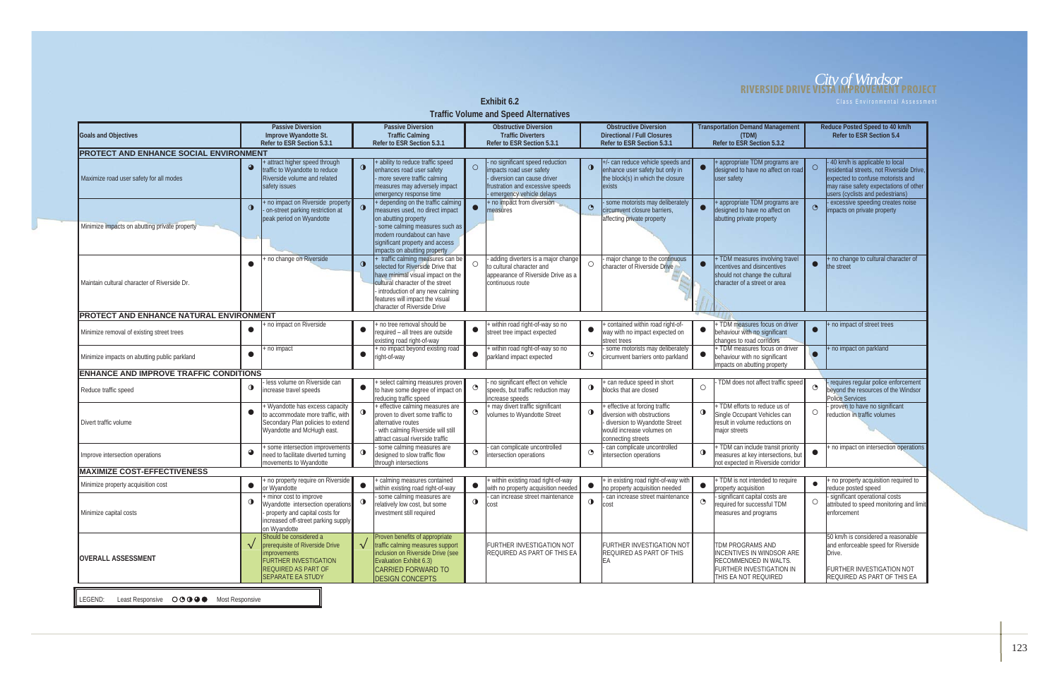## Exhibit 6.2
## Traffic Volume and Speed Alternatives

| Goals and Objectives | | Passive Diversion<br>Improve Wyandotte St.<br>Refer to ESR Section 5.3.1 | | Passive Diversion<br>Traffic Calming<br>Refer to ESR Section 5.3.1 | | Obstructive Diversion<br>Traffic Diverters<br>Refer to ESR Section 5.3.1 | | Obstructive Diversion<br>Directional / Full Closures<br>Refer to ESR Section 5.3.1 | | Transportation Demand Management<br>(TDM)<br>Refer to ESR Section 5.3.2 | | Reduce Posted Speed to 40 km/h<br>Refer to ESR Section 5.4 |
|---|---|---|---|---|---|---|---|---|---|---|---|---|
| **PROTECT AND ENHANCE SOCIAL ENVIRONMENT** | | | | | | | | | | | | |
| Maximize road user safety for all modes | ◕ | + attract higher speed through traffic to Wyandotte to reduce Riverside volume and related safety issues | ◑ | + ability to reduce traffic speed enhances road user safety<br>- more severe traffic calming measures may adversely impact emergency response time | ○ | - no significant speed reduction impacts road user safety<br>- diversion can cause driver frustration and excessive speeds<br>- emergency vehicle delays | ◑ | +/- can reduce vehicle speeds and enhance user safety but only in the block(s) in which the closure exists | ● | + appropriate TDM programs are designed to have no affect on road user safety | ○ | - 40 km/h is applicable to local residential streets, not Riverside Drive, expected to confuse motorists and may raise safety expectations of other users (cyclists and pedestrians) |
| Minimize impacts on abutting private property | ◑ | + no impact on Riverside property<br>- on-street parking restriction at peak period on Wyandotte | ◑ | + depending on the traffic calming measures used, no direct impact on abutting property<br>- some calming measures such as modern roundabout can have significant property and access impacts on abutting property | ● | + no impact from diversion measures | ◔ | - some motorists may deliberately circumvent closure barriers, affecting private property | ● | + appropriate TDM programs are designed to have no affect on abutting private property | ◔ | - excessive speeding creates noise impacts on private property |
| Maintain cultural character of Riverside Dr. | ● | + no change on Riverside | ◑ | + traffic calming measures can be selected for Riverside Drive that have minimal visual impact on the cultural character of the street<br>- introduction of any new calming features will impact the visual character of Riverside Drive | ○ | - adding diverters is a major change to cultural character and appearance of Riverside Drive as a continuous route | ○ | - major change to the continuous character of Riverside Drive | ● | + TDM measures involving travel incentives and disincentives should not change the cultural character of a street or area | ● | + no change to cultural character of the street |
| **PROTECT AND ENHANCE NATURAL ENVIRONMENT** | | | | | | | | | | | | |
| Minimize removal of existing street trees | ● | + no impact on Riverside | ● | + no tree removal should be required – all trees are outside existing road right-of-way | ● | + within road right-of-way so no street tree impact expected | ● | + contained within road right-of-way with no impact expected on street trees | ● | + TDM measures focus on driver behaviour with no significant changes to road corridors | ● | + no impact of street trees |
| Minimize impacts on abutting public parkland | ● | + no impact | ● | + no impact beyond existing road right-of-way | ● | + within road right-of-way so no parkland impact expected | ◔ | - some motorists may deliberately circumvent barriers onto parkland | ● | + TDM measures focus on driver behaviour with no significant impacts on abutting property | ● | + no impact on parkland |
| **ENHANCE AND IMPROVE TRAFFIC CONDITIONS** | | | | | | | | | | | | |
| Reduce traffic speed | ◑ | - less volume on Riverside can increase travel speeds | ● | + select calming measures proven to have some degree of impact on reducing traffic speed | ◔ | - no significant effect on vehicle speeds, but traffic reduction may increase speeds | ◑ | + can reduce speed in short blocks that are closed | ○ | - TDM does not affect traffic speed | ◔ | - requires regular police enforcement beyond the resources of the Windsor Police Services |
| Divert traffic volume | ● | + Wyandotte has excess capacity to accommodate more traffic, with Secondary Plan policies to extend Wyandotte and McHugh east. | ◑ | + effective calming measures are proven to divert some traffic to alternative routes<br>- with calming Riverside will still attract casual riverside traffic | ◔ | + may divert traffic significant volumes to Wyandotte Street | ◑ | + effective at forcing traffic diversion with obstructions<br>- diversion to Wyandotte Street would increase volumes on connecting streets | ◑ | + TDM efforts to reduce us of Single Occupant Vehicles can result in volume reductions on major streets | ○ | - proven to have no significant reduction in traffic volumes |
| Improve intersection operations | ◕ | + some intersection improvements need to facilitate diverted turning movements to Wyandotte | ◑ | - some calming measures are designed to slow traffic flow through intersections | ◔ | - can complicate uncontrolled intersection operations | ◔ | - can complicate uncontrolled intersection operations | ◑ | + TDM can include transit priority measures at key intersections, but not expected in Riverside corridor | ● | + no impact on intersection operations |
| **MAXIMIZE COST-EFFECTIVENESS** | | | | | | | | | | | | |
| Minimize property acquisition cost | ● | + no property require on Riverside or Wyandotte | ● | + calming measures contained within existing road right-of-way | ● | + within existing road right-of-way with no property acquisition needed | ● | + in existing road right-of-way with no property acquisition needed | ● | + TDM is not intended to require property acquisition | ● | + no property acquisition required to reduce posted speed |
| Minimize capital costs | ◑ | + minor cost to improve Wyandotte intersection operations<br>- property and capital costs for increased off-street parking supply on Wyandotte | ◑ | - some calming measures are relatively low cost, but some investment still required | ◑ | - can increase street maintenance cost | ◑ | - can increase street maintenance cost | ◔ | - significant capital costs are required for successful TDM measures and programs | ○ | - significant operational costs attributed to speed monitoring and limit enforcement |
| **OVERALL ASSESSMENT** | √ | Should be considered a prerequisite of Riverside Drive improvements<br>FURTHER INVESTIGATION REQUIRED AS PART OF SEPARATE EA STUDY | √ | Proven benefits of appropriate traffic calming measures support inclusion on Riverside Drive (see Evaluation Exhibit 6.3)<br>CARRIED FORWARD TO DESIGN CONCEPTS | | FURTHER INVESTIGATION NOT REQUIRED AS PART OF THIS EA | | FURTHER INVESTIGATION NOT REQUIRED AS PART OF THIS EA | | TDM PROGRAMS AND INCENTIVES IN WINDSOR ARE RECOMMENDED IN WALTS. FURTHER INVESTIGATION IN THIS EA NOT REQUIRED | | 50 km/h is considered a reasonable and enforceable speed for Riverside Drive.<br>FURTHER INVESTIGATION NOT REQUIRED AS PART OF THIS EA |

LEGEND: Least Responsive ○ ◔ ◑ ◕ ● Most Responsive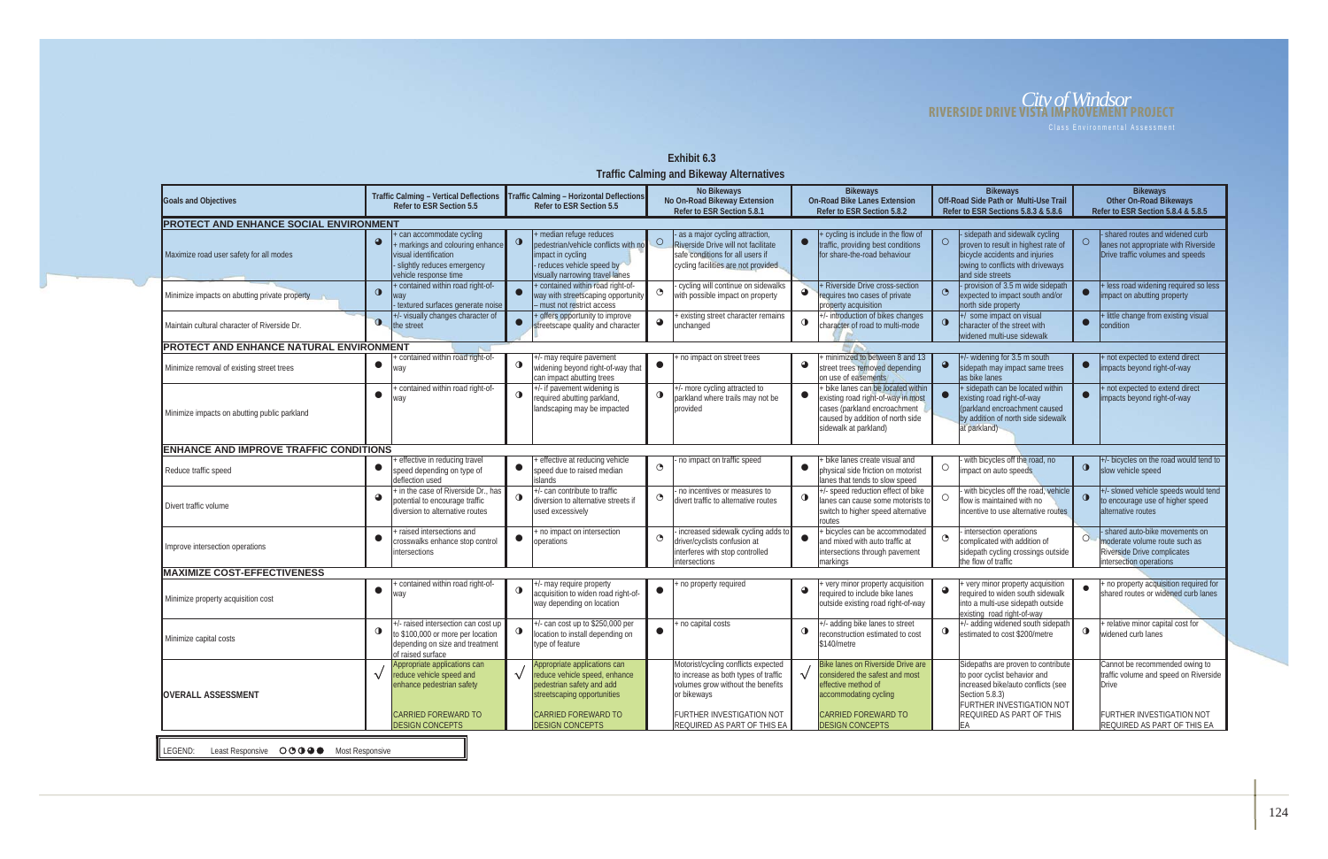# Exhibit 6.3

## Traffic Calming and Bikeway Alternatives

| Goals and Objectives | Traffic Calming – Vertical Deflections Refer to ESR Section 5.5 | | Traffic Calming – Horizontal Deflections Refer to ESR Section 5.5 | | No Bikeways No On-Road Bikeway Extension Refer to ESR Section 5.8.1 | | Bikeways On-Road Bike Lanes Extension Refer to ESR Section 5.8.2 | | Bikeways Off-Road Side Path or Multi-Use Trail Refer to ESR Sections 5.8.3 & 5.8.6 | | Bikeways Other On-Road Bikeways Refer to ESR Section 5.8.4 & 5.8.5 | |
|---|---|---|---|---|---|---|---|---|---|---|---|---|
| **PROTECT AND ENHANCE SOCIAL ENVIRONMENT** | | | | | | | | | | | | |
| Maximize road user safety for all modes | ◕ | + can accommodate cycling<br>+ markings and colouring enhance visual identification<br>- slightly reduces emergency vehicle response time | ◑ | + median refuge reduces pedestrian/vehicle conflicts with no impact in cycling<br>- reduces vehicle speed by visually narrowing travel lanes | ○ | - as a major cycling attraction, Riverside Drive will not facilitate safe conditions for all users if cycling facilities are not provided | ● | + cycling is include in the flow of traffic, providing best conditions for share-the-road behaviour | ○ | - sidepath and sidewalk cycling proven to result in highest rate of bicycle accidents and injuries owing to conflicts with driveways and side streets | ○ | - shared routes and widened curb lanes not appropriate with Riverside Drive traffic volumes and speeds |
| Minimize impacts on abutting private property | ◑ | + contained within road right-of-way<br>- textured surfaces generate noise | ● | + contained within road right-of-way with streetscaping opportunity – must not restrict access | ◔ | - cycling will continue on sidewalks with possible impact on property | ◕ | + Riverside Drive cross-section requires two cases of private property acquisition | ◔ | - provision of 3.5 m wide sidepath expected to impact south and/or north side property | ● | + less road widening required so less impact on abutting property |
| Maintain cultural character of Riverside Dr. | ◑ | +/- visually changes character of the street | ● | + offers opportunity to improve streetscape quality and character | ◕ | + existing street character remains unchanged | ◑ | +/- introduction of bikes changes character of road to multi-mode | ◑ | +/ some impact on visual character of the street with widened multi-use sidewalk | ● | + little change from existing visual condition |
| **PROTECT AND ENHANCE NATURAL ENVIRONMENT** | | | | | | | | | | | | |
| Minimize removal of existing street trees | ● | + contained within road right-of-way | ◑ | +/- may require pavement widening beyond right-of-way that can impact abutting trees | ● | + no impact on street trees | ◕ | + minimized to between 8 and 13 street trees removed depending on use of easements | ◕ | +/- widening for 3.5 m south sidepath may impact same trees as bike lanes | ● | + not expected to extend direct impacts beyond right-of-way |
| Minimize impacts on abutting public parkland | ● | + contained within road right-of-way | ◑ | +/- if pavement widening is required abutting parkland, landscaping may be impacted | ◑ | +/- more cycling attracted to parkland where trails may not be provided | ● | + bike lanes can be located within existing road right-of-way in most cases (parkland encroachment caused by addition of north side sidewalk at parkland) | ● | + sidepath can be located within existing road right-of-way (parkland encroachment caused by addition of north side sidewalk at parkland) | ● | + not expected to extend direct impacts beyond right-of-way |
| **ENHANCE AND IMPROVE TRAFFIC CONDITIONS** | | | | | | | | | | | | |
| Reduce traffic speed | ● | + effective in reducing travel speed depending on type of deflection used | ● | + effective at reducing vehicle speed due to raised median islands | ◔ | - no impact on traffic speed | ● | + bike lanes create visual and physical side friction on motorist lanes that tends to slow speed | ○ | - with bicycles off the road, no impact on auto speeds | ◑ | +/- bicycles on the road would tend to slow vehicle speed |
| Divert traffic volume | ◕ | + in the case of Riverside Dr., has potential to encourage traffic diversion to alternative routes | ◑ | +/- can contribute to traffic diversion to alternative streets if used excessively | ◔ | - no incentives or measures to divert traffic to alternative routes | ◑ | +/- speed reduction effect of bike lanes can cause some motorists to switch to higher speed alternative routes | ○ | - with bicycles off the road, vehicle flow is maintained with no incentive to use alternative routes | ◑ | +/- slowed vehicle speeds would tend to encourage use of higher speed alternative routes |
| Improve intersection operations | ● | + raised intersections and crosswalks enhance stop control intersections | ● | + no impact on intersection operations | ◔ | - increased sidewalk cycling adds to driver/cyclists confusion at interferes with stop controlled intersections | ● | + bicycles can be accommodated and mixed with auto traffic at intersections through pavement markings | ◔ | - intersection operations complicated with addition of sidepath cycling crossings outside the flow of traffic | ○ | - shared auto-bike movements on moderate volume route such as Riverside Drive complicates intersection operations |
| **MAXIMIZE COST-EFFECTIVENESS** | | | | | | | | | | | | |
| Minimize property acquisition cost | ● | + contained within road right-of-way | ◑ | +/- may require property acquisition to widen road right-of-way depending on location | ● | + no property required | ◕ | + very minor property acquisition required to include bike lanes outside existing road right-of-way | ◕ | + very minor property acquisition required to widen south sidewalk into a multi-use sidepath outside existing road right-of-way | ● | + no property acquisition required for shared routes or widened curb lanes |
| Minimize capital costs | ◑ | +/- raised intersection can cost up to $100,000 or more per location depending on size and treatment of raised surface | ◑ | +/- can cost up to $250,000 per location to install depending on type of feature | ● | + no capital costs | ◑ | +/- adding bike lanes to street reconstruction estimated to cost $140/metre | ◑ | +/- adding widened south sidepath estimated to cost $200/metre | ◑ | + relative minor capital cost for widened curb lanes |
| **OVERALL ASSESSMENT** | √ | Appropriate applications can reduce vehicle speed and enhance pedestrian safety<br><br>CARRIED FOREWARD TO DESIGN CONCEPTS | √ | Appropriate applications can reduce vehicle speed, enhance pedestrian safety and add streetscaping opportunities<br><br>CARRIED FOREWARD TO DESIGN CONCEPTS | | Motorist/cycling conflicts expected to increase as both types of traffic volumes grow without the benefits or bikeways<br><br>FURTHER INVESTIGATION NOT REQUIRED AS PART OF THIS EA | √ | Bike lanes on Riverside Drive are considered the safest and most effective method of accommodating cycling<br><br>CARRIED FOREWARD TO DESIGN CONCEPTS | | Sidepaths are proven to contribute to poor cyclist behavior and increased bike/auto conflicts (see Section 5.8.3)<br>FURTHER INVESTIGATION NOT REQUIRED AS PART OF THIS EA | | Cannot be recommended owing to traffic volume and speed on Riverside Drive<br><br>FURTHER INVESTIGATION NOT REQUIRED AS PART OF THIS EA |

LEGEND: Least Responsive ○ ◔ ◑ ◕ ● Most Responsive